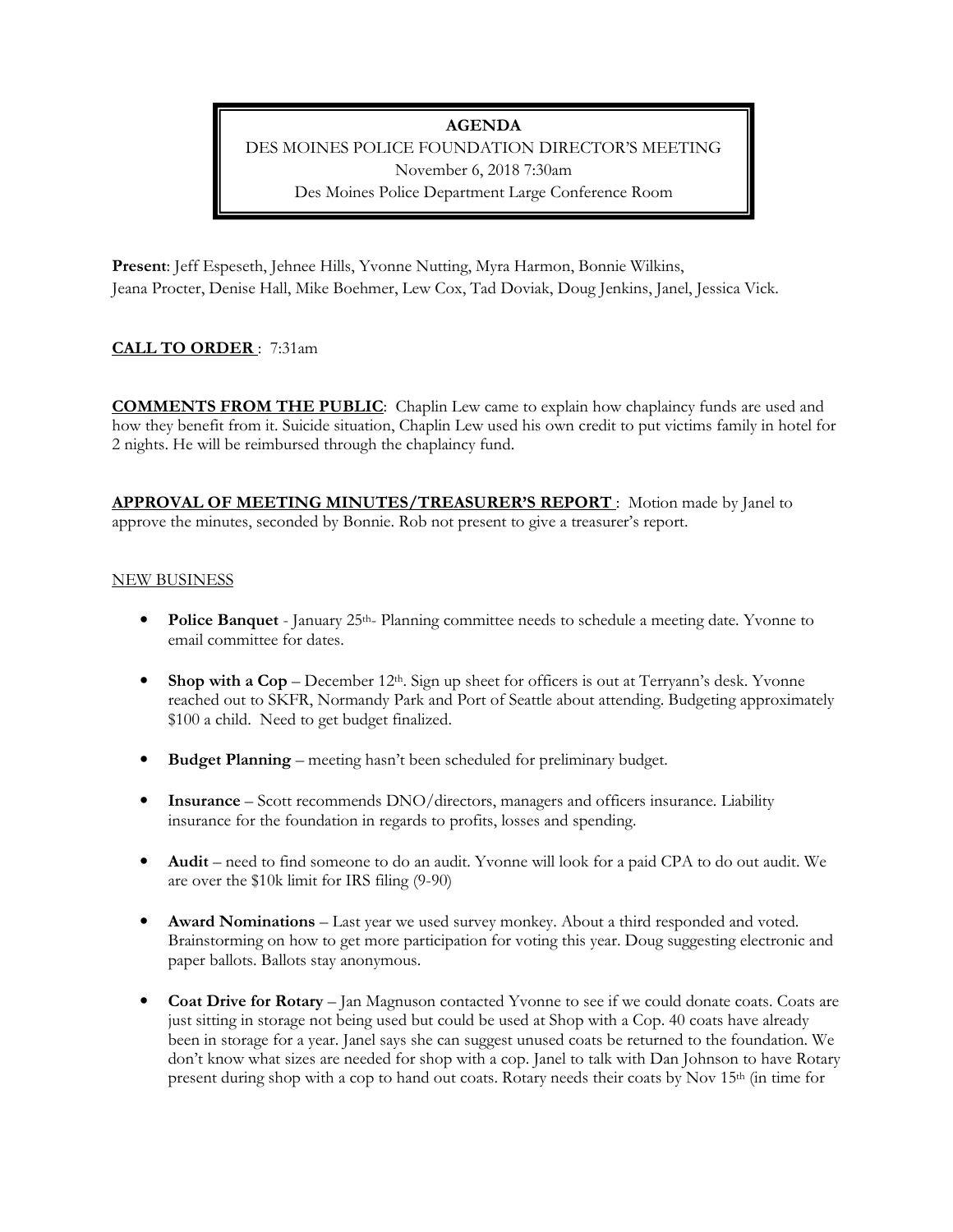**AGENDA**

DES MOINES POLICE FOUNDATION DIRECTOR'S MEETING

November 6, 2018 7:30am

Des Moines Police Department Large Conference Room

**Present**: Jeff Espeseth, Jehnee Hills, Yvonne Nutting, Myra Harmon, Bonnie Wilkins, Jeana Procter, Denise Hall, Mike Boehmer, Lew Cox, Tad Doviak, Doug Jenkins, Janel, Jessica Vick.

**CALL TO ORDER** : 7:31am

**COMMENTS FROM THE PUBLIC**: Chaplin Lew came to explain how chaplaincy funds are used and how they benefit from it. Suicide situation, Chaplin Lew used his own credit to put victims family in hotel for 2 nights. He will be reimbursed through the chaplaincy fund.

**APPROVAL OF MEETING MINUTES/TREASURER'S REPORT** : Motion made by Janel to approve the minutes, seconded by Bonnie. Rob not present to give a treasurer's report.

NEW BUSINESS

- **Police Banquet** - January 25th- Planning committee needs to schedule a meeting date. Yvonne to email committee for dates.
- **Shop with a Cop** – December 12th. Sign up sheet for officers is out at Terryann's desk. Yvonne reached out to SKFR, Normandy Park and Port of Seattle about attending. Budgeting approximately $100 a child. Need to get budget finalized.
- **Budget Planning** – meeting hasn't been scheduled for preliminary budget.
- **Insurance** – Scott recommends DNO/directors, managers and officers insurance. Liability insurance for the foundation in regards to profits, losses and spending.
- **Audit** – need to find someone to do an audit. Yvonne will look for a paid CPA to do out audit. We are over the $10k limit for IRS filing (9-90)
- **Award Nominations** – Last year we used survey monkey. About a third responded and voted. Brainstorming on how to get more participation for voting this year. Doug suggesting electronic and paper ballots. Ballots stay anonymous.
- **Coat Drive for Rotary** – Jan Magnuson contacted Yvonne to see if we could donate coats. Coats are just sitting in storage not being used but could be used at Shop with a Cop. 40 coats have already been in storage for a year. Janel says she can suggest unused coats be returned to the foundation. We don't know what sizes are needed for shop with a cop. Janel to talk with Dan Johnson to have Rotary present during shop with a cop to hand out coats. Rotary needs their coats by Nov 15th (in time for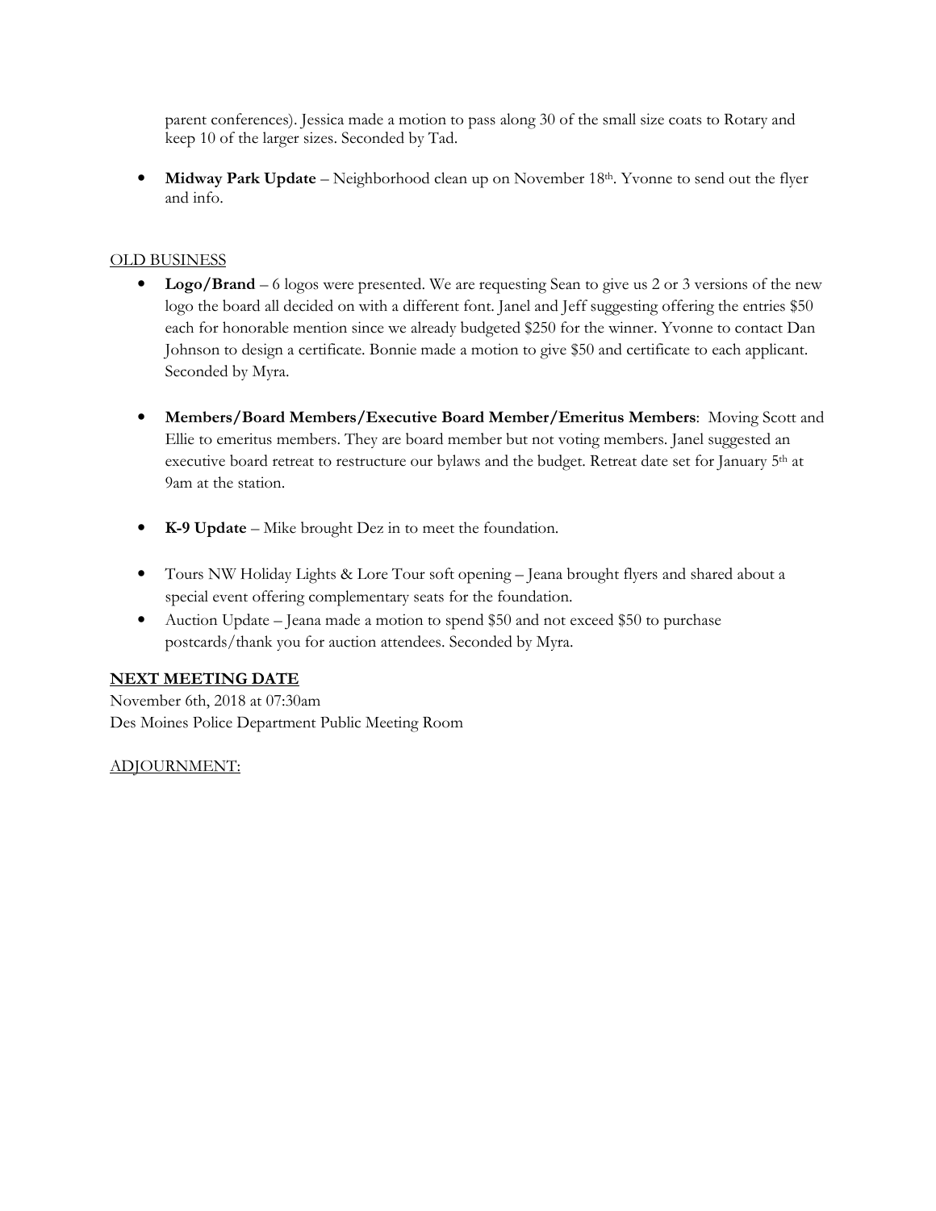parent conferences). Jessica made a motion to pass along 30 of the small size coats to Rotary and keep 10 of the larger sizes. Seconded by Tad.

- **Midway Park Update** – Neighborhood clean up on November 18th. Yvonne to send out the flyer and info.

OLD BUSINESS

- **Logo/Brand** – 6 logos were presented. We are requesting Sean to give us 2 or 3 versions of the new logo the board all decided on with a different font. Janel and Jeff suggesting offering the entries $50 each for honorable mention since we already budgeted $250 for the winner. Yvonne to contact Dan Johnson to design a certificate. Bonnie made a motion to give $50 and certificate to each applicant. Seconded by Myra.

- **Members/Board Members/Executive Board Member/Emeritus Members**: Moving Scott and Ellie to emeritus members. They are board member but not voting members. Janel suggested an executive board retreat to restructure our bylaws and the budget. Retreat date set for January 5th at 9am at the station.

- **K-9 Update** – Mike brought Dez in to meet the foundation.

- Tours NW Holiday Lights & Lore Tour soft opening – Jeana brought flyers and shared about a special event offering complementary seats for the foundation.
- Auction Update – Jeana made a motion to spend $50 and not exceed $50 to purchase postcards/thank you for auction attendees. Seconded by Myra.

**NEXT MEETING DATE**

November 6th, 2018 at 07:30am
Des Moines Police Department Public Meeting Room

ADJOURNMENT: